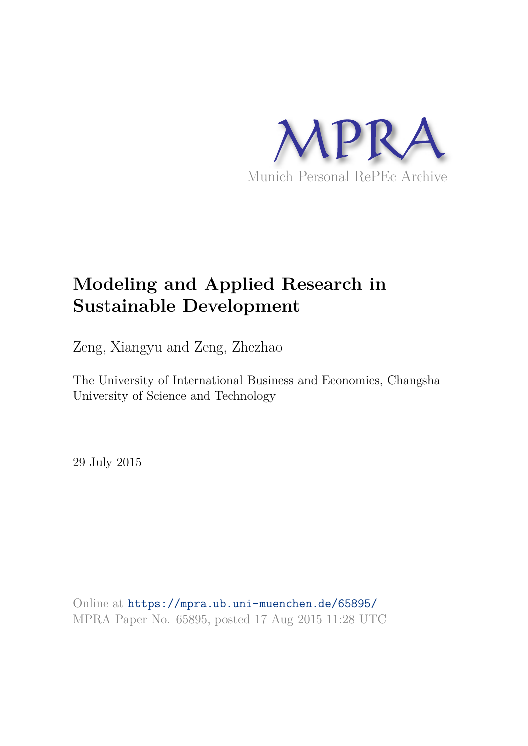MPRA

Munich Personal RePEc Archive

# Modeling and Applied Research in Sustainable Development

Zeng, Xiangyu and Zeng, Zhezhao

The University of International Business and Economics, Changsha University of Science and Technology

29 July 2015

Online at https://mpra.ub.uni-muenchen.de/65895/
MPRA Paper No. 65895, posted 17 Aug 2015 11:28 UTC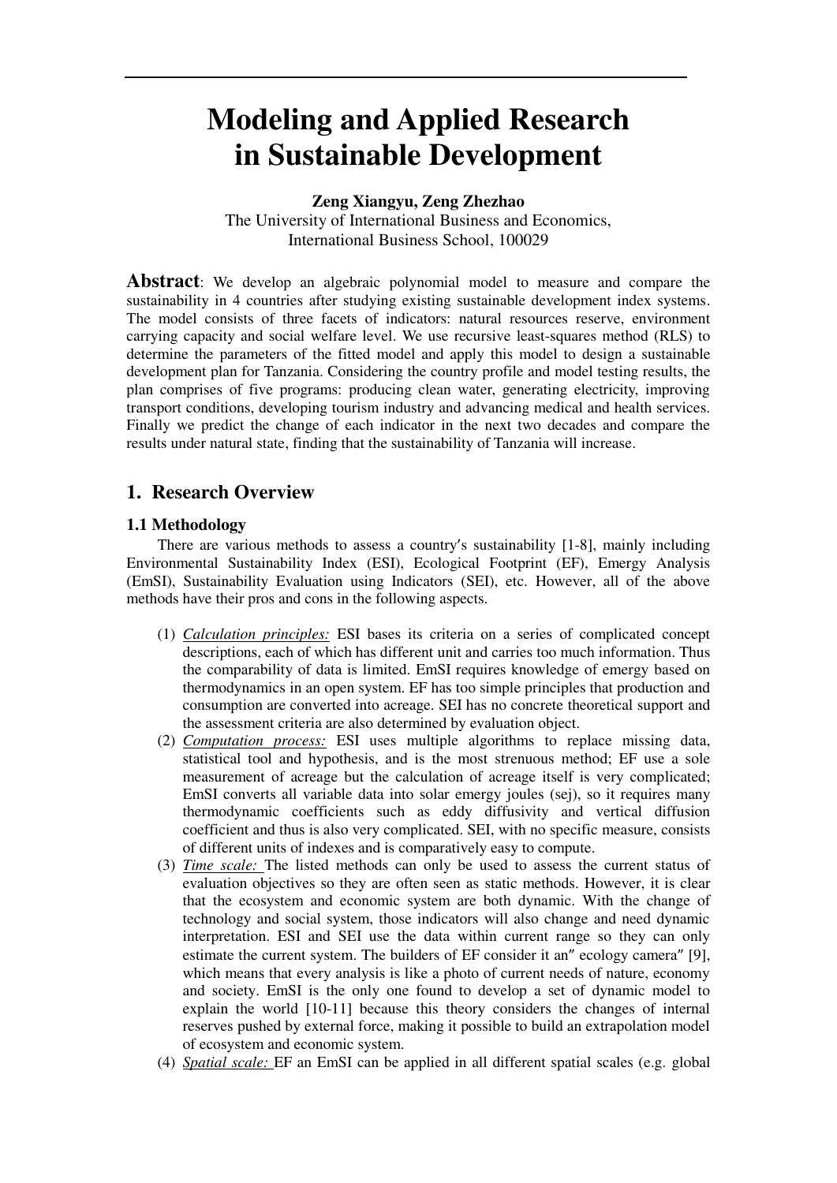# Modeling and Applied Research in Sustainable Development

**Zeng Xiangyu, Zeng Zhezhao**

The University of International Business and Economics, International Business School, 100029

**Abstract**: We develop an algebraic polynomial model to measure and compare the sustainability in 4 countries after studying existing sustainable development index systems. The model consists of three facets of indicators: natural resources reserve, environment carrying capacity and social welfare level. We use recursive least-squares method (RLS) to determine the parameters of the fitted model and apply this model to design a sustainable development plan for Tanzania. Considering the country profile and model testing results, the plan comprises of five programs: producing clean water, generating electricity, improving transport conditions, developing tourism industry and advancing medical and health services. Finally we predict the change of each indicator in the next two decades and compare the results under natural state, finding that the sustainability of Tanzania will increase.

## 1. Research Overview

### 1.1 Methodology

There are various methods to assess a country′s sustainability [1-8], mainly including Environmental Sustainability Index (ESI), Ecological Footprint (EF), Emergy Analysis (EmSI), Sustainability Evaluation using Indicators (SEI), etc. However, all of the above methods have their pros and cons in the following aspects.

(1) *Calculation principles:* ESI bases its criteria on a series of complicated concept descriptions, each of which has different unit and carries too much information. Thus the comparability of data is limited. EmSI requires knowledge of emergy based on thermodynamics in an open system. EF has too simple principles that production and consumption are converted into acreage. SEI has no concrete theoretical support and the assessment criteria are also determined by evaluation object.

(2) *Computation process:* ESI uses multiple algorithms to replace missing data, statistical tool and hypothesis, and is the most strenuous method; EF use a sole measurement of acreage but the calculation of acreage itself is very complicated; EmSI converts all variable data into solar emergy joules (sej), so it requires many thermodynamic coefficients such as eddy diffusivity and vertical diffusion coefficient and thus is also very complicated. SEI, with no specific measure, consists of different units of indexes and is comparatively easy to compute.

(3) *Time scale:* The listed methods can only be used to assess the current status of evaluation objectives so they are often seen as static methods. However, it is clear that the ecosystem and economic system are both dynamic. With the change of technology and social system, those indicators will also change and need dynamic interpretation. ESI and SEI use the data within current range so they can only estimate the current system. The builders of EF consider it an″ ecology camera″ [9], which means that every analysis is like a photo of current needs of nature, economy and society. EmSI is the only one found to develop a set of dynamic model to explain the world [10-11] because this theory considers the changes of internal reserves pushed by external force, making it possible to build an extrapolation model of ecosystem and economic system.

(4) *Spatial scale:* EF an EmSI can be applied in all different spatial scales (e.g. global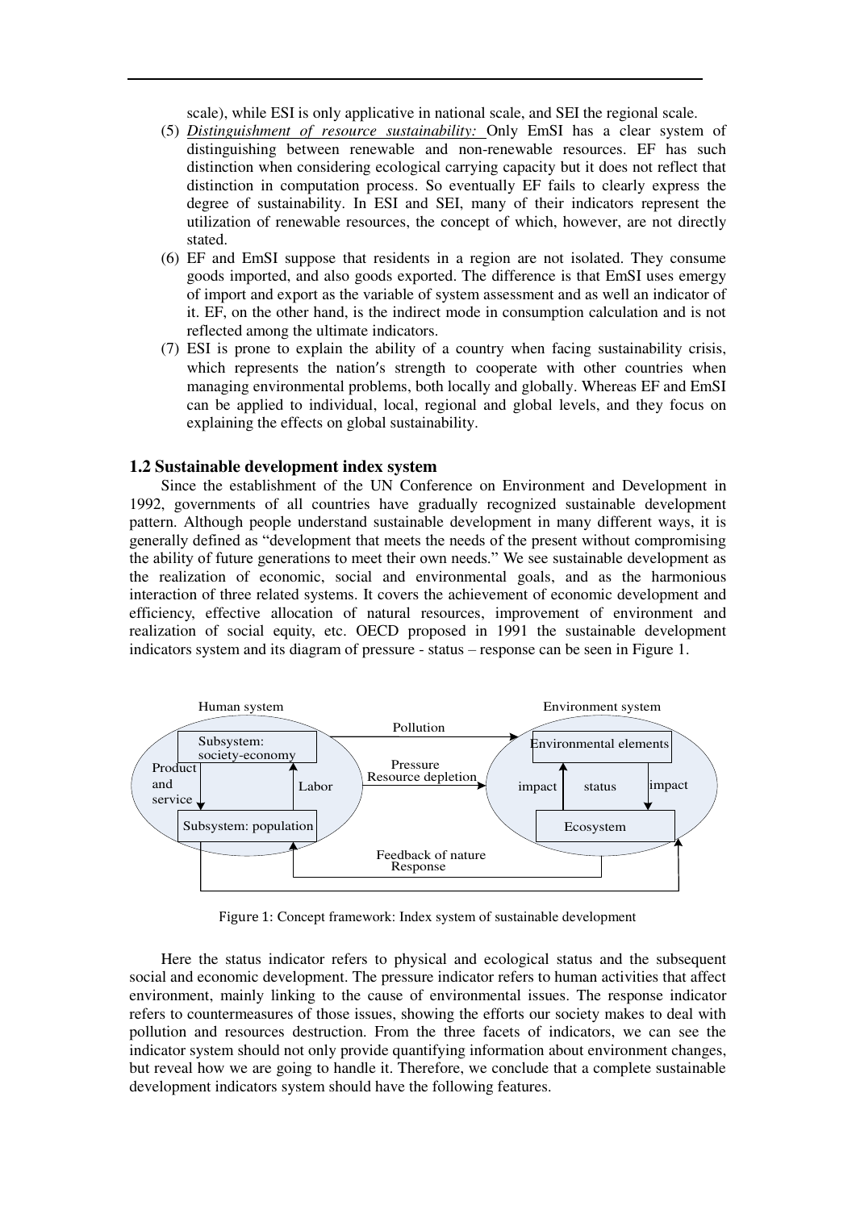scale), while ESI is only applicative in national scale, and SEI the regional scale.

(5) *Distinguishment of resource sustainability:* Only EmSI has a clear system of distinguishing between renewable and non-renewable resources. EF has such distinction when considering ecological carrying capacity but it does not reflect that distinction in computation process. So eventually EF fails to clearly express the degree of sustainability. In ESI and SEI, many of their indicators represent the utilization of renewable resources, the concept of which, however, are not directly stated.

(6) EF and EmSI suppose that residents in a region are not isolated. They consume goods imported, and also goods exported. The difference is that EmSI uses emergy of import and export as the variable of system assessment and as well an indicator of it. EF, on the other hand, is the indirect mode in consumption calculation and is not reflected among the ultimate indicators.

(7) ESI is prone to explain the ability of a country when facing sustainability crisis, which represents the nation′s strength to cooperate with other countries when managing environmental problems, both locally and globally. Whereas EF and EmSI can be applied to individual, local, regional and global levels, and they focus on explaining the effects on global sustainability.

## 1.2 Sustainable development index system

Since the establishment of the UN Conference on Environment and Development in 1992, governments of all countries have gradually recognized sustainable development pattern. Although people understand sustainable development in many different ways, it is generally defined as "development that meets the needs of the present without compromising the ability of future generations to meet their own needs." We see sustainable development as the realization of economic, social and environmental goals, and as the harmonious interaction of three related systems. It covers the achievement of economic development and efficiency, effective allocation of natural resources, improvement of environment and realization of social equity, etc. OECD proposed in 1991 the sustainable development indicators system and its diagram of pressure - status – response can be seen in Figure 1.

Human system | Environment system

Subsystem: society-economy | Product and service | Labor | Subsystem: population

Pollution | Pressure | Resource depletion | Feedback of nature | Response

Environmental elements | impact | status | impact | Ecosystem

Figure 1: Concept framework: Index system of sustainable development

Here the status indicator refers to physical and ecological status and the subsequent social and economic development. The pressure indicator refers to human activities that affect environment, mainly linking to the cause of environmental issues. The response indicator refers to countermeasures of those issues, showing the efforts our society makes to deal with pollution and resources destruction. From the three facets of indicators, we can see the indicator system should not only provide quantifying information about environment changes, but reveal how we are going to handle it. Therefore, we conclude that a complete sustainable development indicators system should have the following features.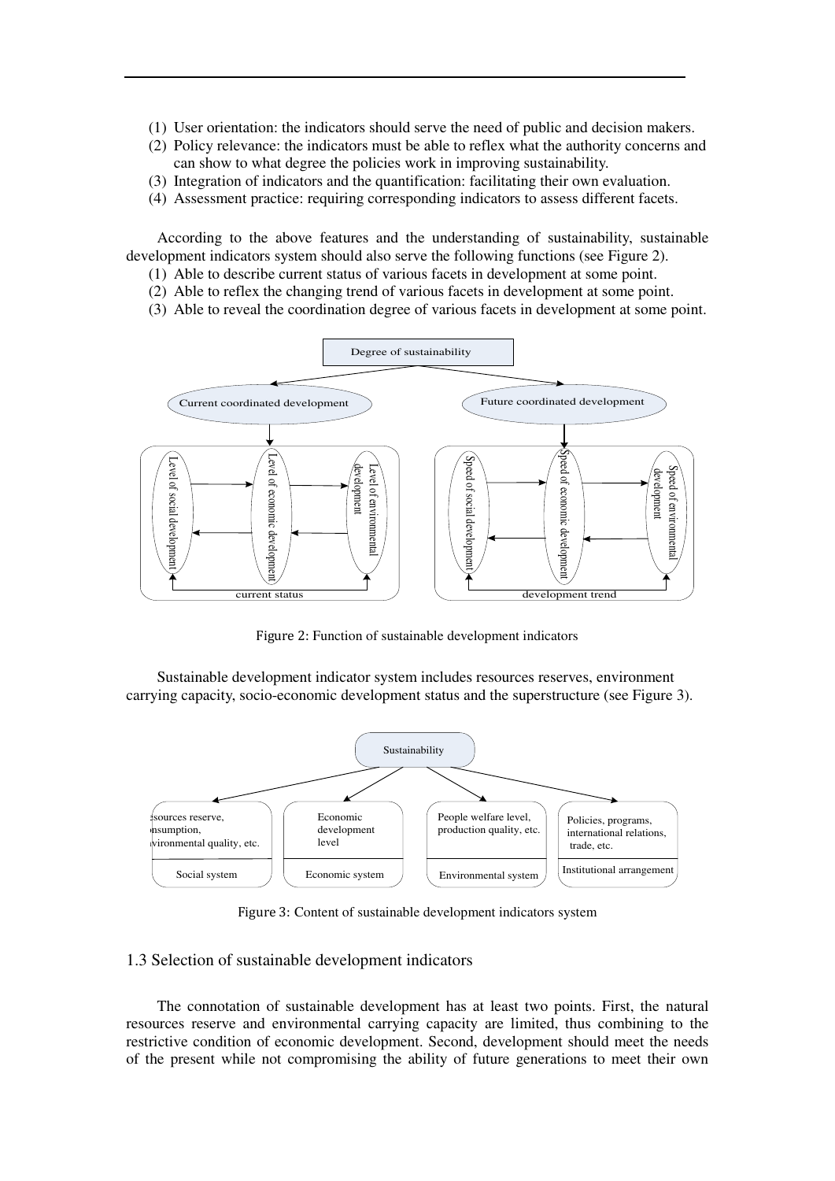(1) User orientation: the indicators should serve the need of public and decision makers.
(2) Policy relevance: the indicators must be able to reflex what the authority concerns and can show to what degree the policies work in improving sustainability.
(3) Integration of indicators and the quantification: facilitating their own evaluation.
(4) Assessment practice: requiring corresponding indicators to assess different facets.

According to the above features and the understanding of sustainability, sustainable development indicators system should also serve the following functions (see Figure 2).

(1) Able to describe current status of various facets in development at some point.
(2) Able to reflex the changing trend of various facets in development at some point.
(3) Able to reveal the coordination degree of various facets in development at some point.

Figure 2: Function of sustainable development indicators

Sustainable development indicator system includes resources reserves, environment carrying capacity, socio-economic development status and the superstructure (see Figure 3).

Figure 3: Content of sustainable development indicators system

## 1.3 Selection of sustainable development indicators

The connotation of sustainable development has at least two points. First, the natural resources reserve and environmental carrying capacity are limited, thus combining to the restrictive condition of economic development. Second, development should meet the needs of the present while not compromising the ability of future generations to meet their own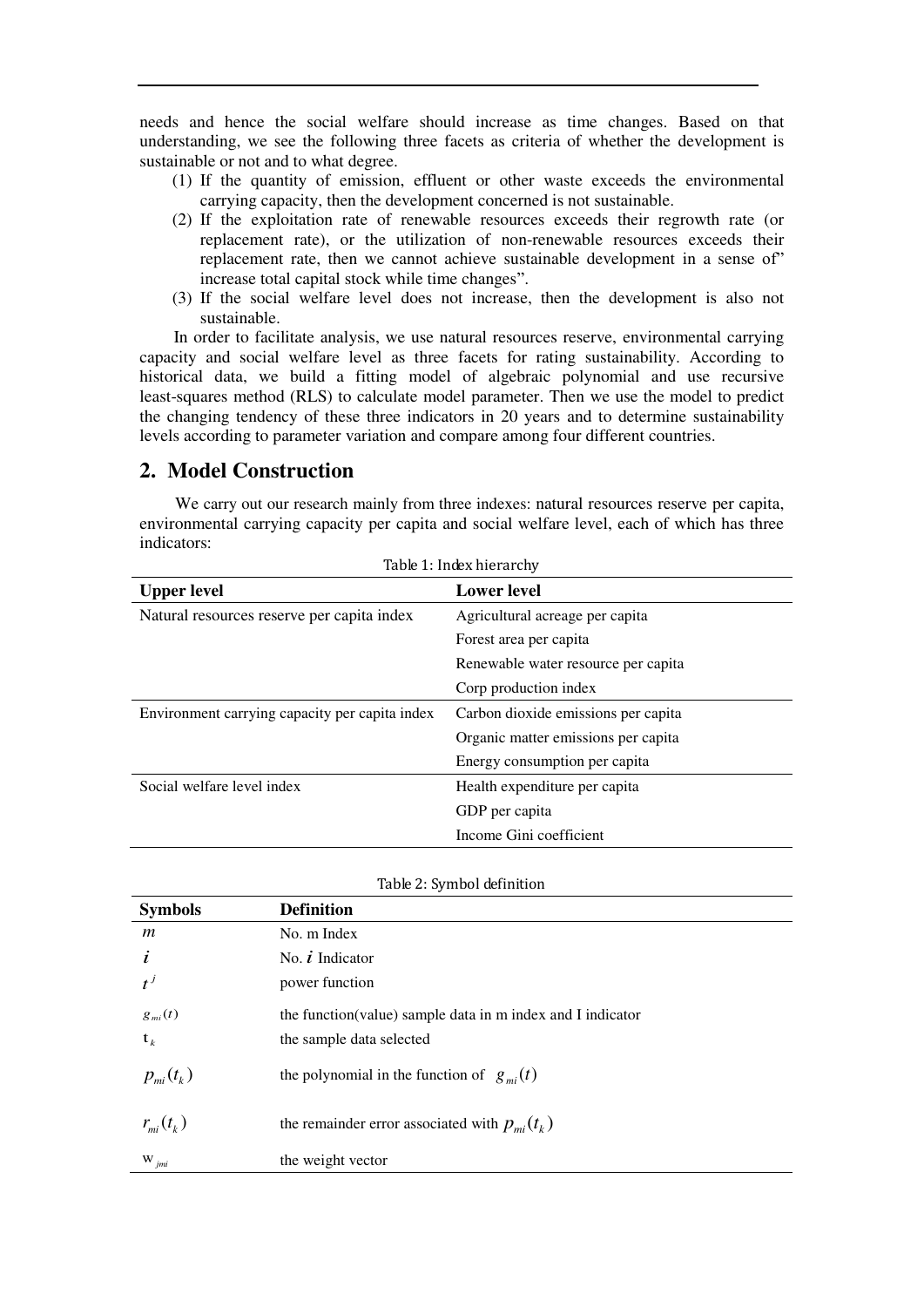needs and hence the social welfare should increase as time changes. Based on that understanding, we see the following three facets as criteria of whether the development is sustainable or not and to what degree.

(1) If the quantity of emission, effluent or other waste exceeds the environmental carrying capacity, then the development concerned is not sustainable.

(2) If the exploitation rate of renewable resources exceeds their regrowth rate (or replacement rate), or the utilization of non-renewable resources exceeds their replacement rate, then we cannot achieve sustainable development in a sense of" increase total capital stock while time changes".

(3) If the social welfare level does not increase, then the development is also not sustainable.

In order to facilitate analysis, we use natural resources reserve, environmental carrying capacity and social welfare level as three facets for rating sustainability. According to historical data, we build a fitting model of algebraic polynomial and use recursive least-squares method (RLS) to calculate model parameter. Then we use the model to predict the changing tendency of these three indicators in 20 years and to determine sustainability levels according to parameter variation and compare among four different countries.

## 2. Model Construction

We carry out our research mainly from three indexes: natural resources reserve per capita, environmental carrying capacity per capita and social welfare level, each of which has three indicators:

Table 1: Index hierarchy

| Upper level | Lower level |
|---|---|
| Natural resources reserve per capita index | Agricultural acreage per capita |
| | Forest area per capita |
| | Renewable water resource per capita |
| | Corp production index |
| Environment carrying capacity per capita index | Carbon dioxide emissions per capita |
| | Organic matter emissions per capita |
| | Energy consumption per capita |
| Social welfare level index | Health expenditure per capita |
| | GDP per capita |
| | Income Gini coefficient |

Table 2: Symbol definition

| Symbols | Definition |
|---|---|
| $m$ | No. m Index |
| $i$ | No. $i$ Indicator |
| $t^j$ | power function |
| $g_{mi}(t)$ | the function(value) sample data in m index and I indicator |
| $t_k$ | the sample data selected |
| $p_{mi}(t_k)$ | the polynomial in the function of $g_{mi}(t)$ |
| $r_{mi}(t_k)$ | the remainder error associated with $p_{mi}(t_k)$ |
| $w_{jmi}$ | the weight vector |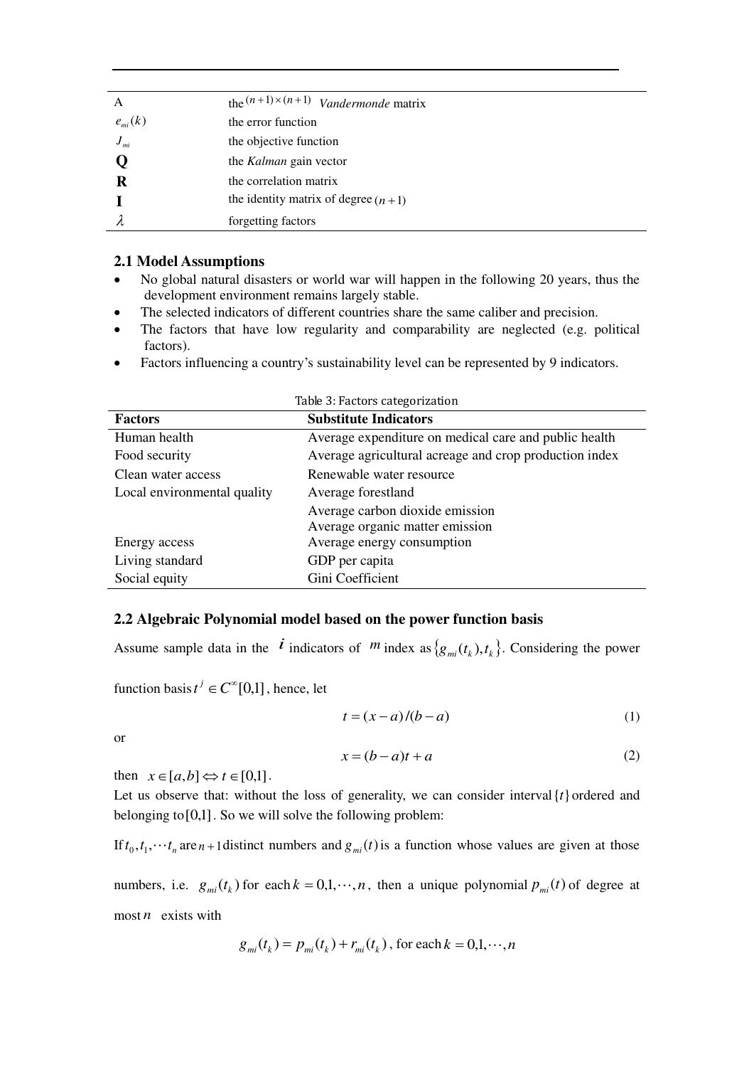| | |
|---|---|
| A | the $(n+1)\times(n+1)$ *Vandermonde* matrix |
| $e_{mi}(k)$ | the error function |
| $J_{mi}$ | the objective function |
| **Q** | the *Kalman* gain vector |
| **R** | the correlation matrix |
| **I** | the identity matrix of degree $(n+1)$ |
| $\lambda$ | forgetting factors |

### 2.1 Model Assumptions

- No global natural disasters or world war will happen in the following 20 years, thus the development environment remains largely stable.
- The selected indicators of different countries share the same caliber and precision.
- The factors that have low regularity and comparability are neglected (e.g. political factors).
- Factors influencing a country's sustainability level can be represented by 9 indicators.

Table 3: Factors categorization

| Factors | Substitute Indicators |
|---|---|
| Human health | Average expenditure on medical care and public health |
| Food security | Average agricultural acreage and crop production index |
| Clean water access | Renewable water resource |
| Local environmental quality | Average forestland |
| | Average carbon dioxide emission |
| | Average organic matter emission |
| Energy access | Average energy consumption |
| Living standard | GDP per capita |
| Social equity | Gini Coefficient |

### 2.2 Algebraic Polynomial model based on the power function basis

Assume sample data in the $i$ indicators of $m$ index as $\{g_{mi}(t_k), t_k\}$. Considering the power function basis $t^j \in C^\infty[0,1]$, hence, let

$$t = (x-a)/(b-a) \tag{1}$$

or

$$x = (b-a)t + a \tag{2}$$

then $x \in [a,b] \Leftrightarrow t \in [0,1]$.

Let us observe that: without the loss of generality, we can consider interval $\{t\}$ ordered and belonging to $[0,1]$. So we will solve the following problem:

If $t_0, t_1, \cdots t_n$ are $n+1$ distinct numbers and $g_{mi}(t)$ is a function whose values are given at those numbers, i.e. $g_{mi}(t_k)$ for each $k = 0,1,\cdots,n$, then a unique polynomial $p_{mi}(t)$ of degree at most $n$ exists with

$$g_{mi}(t_k) = p_{mi}(t_k) + r_{mi}(t_k)\text{, for each } k = 0,1,\cdots,n$$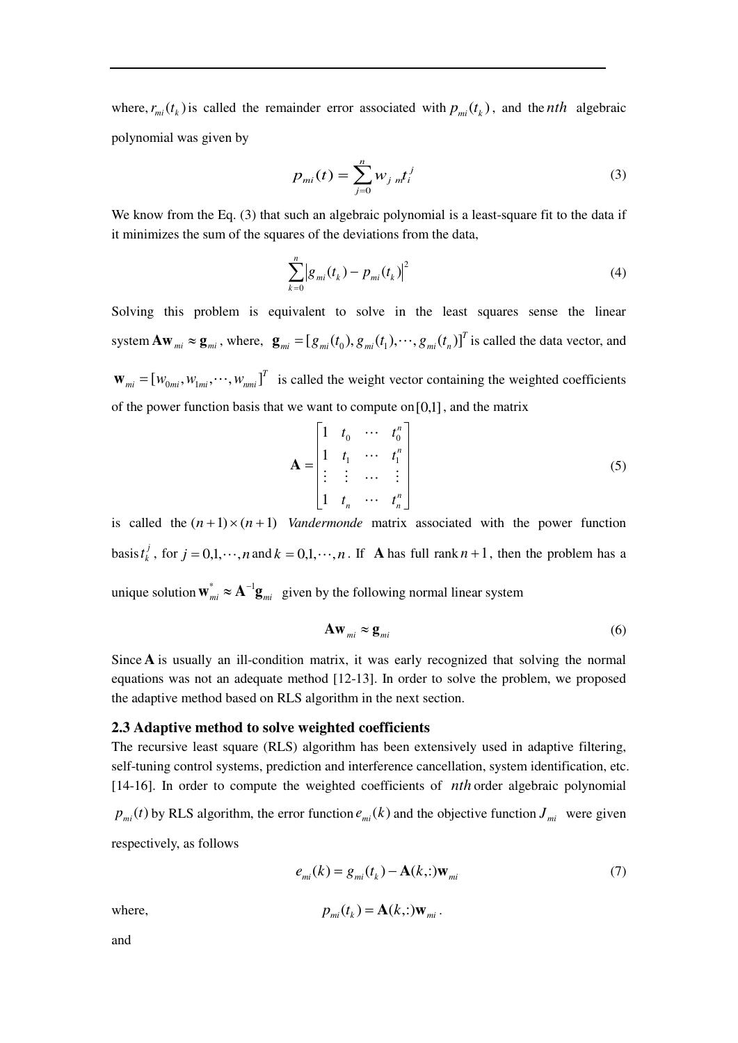where, $r_{mi}(t_k)$ is called the remainder error associated with $p_{mi}(t_k)$, and the $nth$ algebraic polynomial was given by

$$p_{mi}(t) = \sum_{j=0}^{n} w_{j\,m} t_i^j \tag{3}$$

We know from the Eq. (3) that such an algebraic polynomial is a least-square fit to the data if it minimizes the sum of the squares of the deviations from the data,

$$\sum_{k=0}^{n} \left| g_{mi}(t_k) - p_{mi}(t_k) \right|^2 \tag{4}$$

Solving this problem is equivalent to solve in the least squares sense the linear system $\mathbf{A}\mathbf{w}_{mi} \approx \mathbf{g}_{mi}$, where, $\mathbf{g}_{mi} = [g_{mi}(t_0), g_{mi}(t_1), \cdots, g_{mi}(t_n)]^T$ is called the data vector, and $\mathbf{w}_{mi} = [w_{0mi}, w_{1mi}, \cdots, w_{nmi}]^T$ is called the weight vector containing the weighted coefficients of the power function basis that we want to compute on $[0,1]$, and the matrix

$$\mathbf{A} = \begin{bmatrix} 1 & t_0 & \cdots & t_0^n \\ 1 & t_1 & \cdots & t_1^n \\ \vdots & \vdots & \cdots & \vdots \\ 1 & t_n & \cdots & t_n^n \end{bmatrix} \tag{5}$$

is called the $(n+1) \times (n+1)$ *Vandermonde* matrix associated with the power function basis $t_k^j$, for $j = 0,1,\cdots,n$ and $k = 0,1,\cdots,n$. If $\mathbf{A}$ has full rank $n+1$, then the problem has a unique solution $\mathbf{w}_{mi}^* \approx \mathbf{A}^{-1}\mathbf{g}_{mi}$ given by the following normal linear system

$$\mathbf{A}\mathbf{w}_{mi} \approx \mathbf{g}_{mi} \tag{6}$$

Since $\mathbf{A}$ is usually an ill-condition matrix, it was early recognized that solving the normal equations was not an adequate method [12-13]. In order to solve the problem, we proposed the adaptive method based on RLS algorithm in the next section.

### 2.3 Adaptive method to solve weighted coefficients

The recursive least square (RLS) algorithm has been extensively used in adaptive filtering, self-tuning control systems, prediction and interference cancellation, system identification, etc. [14-16]. In order to compute the weighted coefficients of $nth$ order algebraic polynomial $p_{mi}(t)$ by RLS algorithm, the error function $e_{mi}(k)$ and the objective function $J_{mi}$ were given respectively, as follows

$$e_{mi}(k) = g_{mi}(t_k) - \mathbf{A}(k,:)\mathbf{w}_{mi} \tag{7}$$

where, $\quad p_{mi}(t_k) = \mathbf{A}(k,:)\mathbf{w}_{mi}$.

and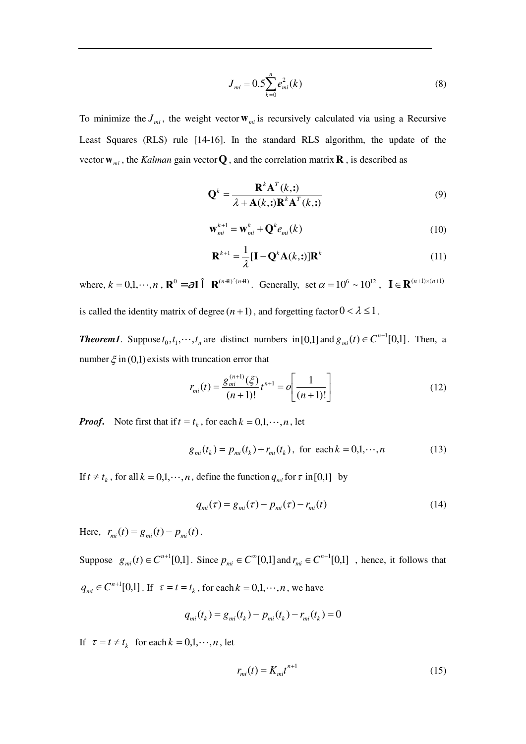$$J_{mi} = 0.5\sum_{k=0}^{n} e_{mi}^2(k) \tag{8}$$

To minimize the $J_{mi}$, the weight vector $\mathbf{w}_{mi}$ is recursively calculated via using a Recursive Least Squares (RLS) rule [14-16]. In the standard RLS algorithm, the update of the vector $\mathbf{w}_{mi}$, the *Kalman* gain vector $\mathbf{Q}$, and the correlation matrix $\mathbf{R}$, is described as

$$\mathbf{Q}^k = \frac{\mathbf{R}^k \mathbf{A}^T(k,:)}{\lambda + \mathbf{A}(k,:)\mathbf{R}^k \mathbf{A}^T(k,:)} \tag{9}$$

$$\mathbf{w}_{mi}^{k+1} = \mathbf{w}_{mi}^{k} + \mathbf{Q}^k e_{mi}(k) \tag{10}$$

$$\mathbf{R}^{k+1} = \frac{1}{\lambda}[\mathbf{I} - \mathbf{Q}^k \mathbf{A}(k,:)]\mathbf{R}^k \tag{11}$$

where, $k = 0,1,\cdots,n$, $\mathbf{R}^0 = \alpha \mathbf{I} \in \mathbf{R}^{(n+1)\times(n+1)}$. Generally, set $\alpha = 10^6 \sim 10^{12}$, $\mathbf{I} \in \mathbf{R}^{(n+1)\times(n+1)}$ is called the identity matrix of degree $(n+1)$, and forgetting factor $0 < \lambda \leq 1$.

***Theorem1***. Suppose $t_0, t_1, \cdots, t_n$ are distinct numbers in $[0,1]$ and $g_{mi}(t) \in C^{n+1}[0,1]$. Then, a number $\xi$ in $(0,1)$ exists with truncation error that

$$r_{mi}(t) = \frac{g_{mi}^{(n+1)}(\xi)}{(n+1)!} t^{n+1} = o\left[\frac{1}{(n+1)!}\right] \tag{12}$$

***Proof.*** Note first that if $t = t_k$, for each $k = 0,1,\cdots,n$, let

$$g_{mi}(t_k) = p_{mi}(t_k) + r_{mi}(t_k), \text{ for each } k = 0,1,\cdots,n \tag{13}$$

If $t \neq t_k$, for all $k = 0,1,\cdots,n$, define the function $q_{mi}$ for $\tau$ in $[0,1]$ by

$$q_{mi}(\tau) = g_{mi}(\tau) - p_{mi}(\tau) - r_{mi}(t) \tag{14}$$

Here, $r_{mi}(t) = g_{mi}(t) - p_{mi}(t)$.

Suppose $g_{mi}(t) \in C^{n+1}[0,1]$. Since $p_{mi} \in C^{\infty}[0,1]$ and $r_{mi} \in C^{n+1}[0,1]$, hence, it follows that $q_{mi} \in C^{n+1}[0,1]$. If $\tau = t = t_k$, for each $k = 0,1,\cdots,n$, we have

$$q_{mi}(t_k) = g_{mi}(t_k) - p_{mi}(t_k) - r_{mi}(t_k) = 0$$

If $\tau = t \neq t_k$ for each $k = 0,1,\cdots,n$, let

$$r_{mi}(t) = K_{mi} t^{n+1} \tag{15}$$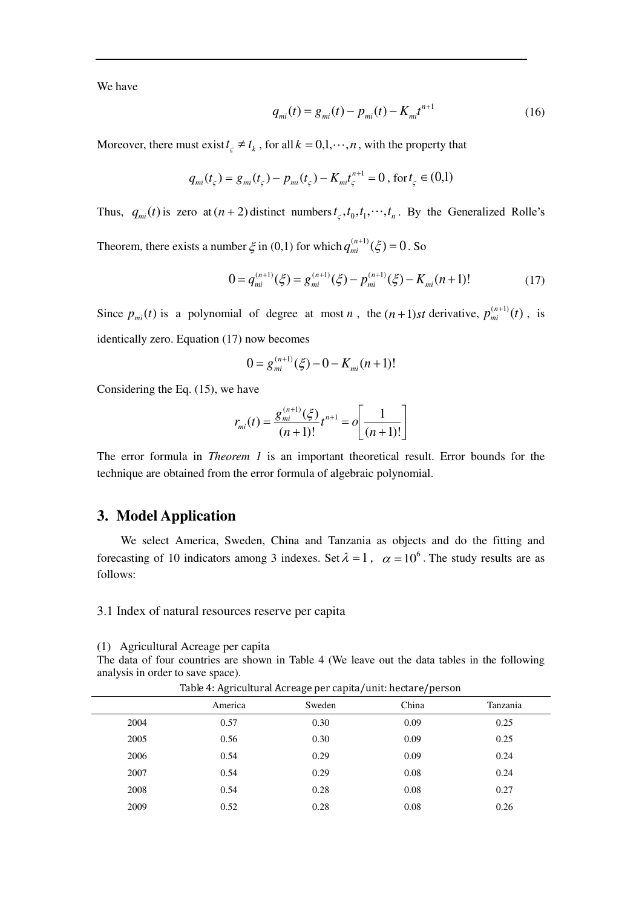We have

$$q_{mi}(t) = g_{mi}(t) - p_{mi}(t) - K_{mi}t^{n+1} \tag{16}$$

Moreover, there must exist $t_{\varsigma} \neq t_k$ , for all $k = 0,1,\cdots,n$ , with the property that

$$q_{mi}(t_{\varsigma}) = g_{mi}(t_{\varsigma}) - p_{mi}(t_{\varsigma}) - K_{mi}t_{\varsigma}^{n+1} = 0 \text{ , for } t_{\varsigma} \in (0,1)$$

Thus, $q_{mi}(t)$ is zero at $(n+2)$ distinct numbers $t_{\varsigma}, t_0, t_1, \cdots, t_n$ . By the Generalized Rolle's Theorem, there exists a number $\xi$ in (0,1) for which $q_{mi}^{(n+1)}(\xi) = 0$ . So

$$0 = q_{mi}^{(n+1)}(\xi) = g_{mi}^{(n+1)}(\xi) - p_{mi}^{(n+1)}(\xi) - K_{mi}(n+1)! \tag{17}$$

Since $p_{mi}(t)$ is a polynomial of degree at most $n$ , the $(n+1)st$ derivative, $p_{mi}^{(n+1)}(t)$ , is identically zero. Equation (17) now becomes

$$0 = g_{mi}^{(n+1)}(\xi) - 0 - K_{mi}(n+1)!$$

Considering the Eq. (15), we have

$$r_{mi}(t) = \frac{g_{mi}^{(n+1)}(\xi)}{(n+1)!}t^{n+1} = o\left[\frac{1}{(n+1)!}\right]$$

The error formula in *Theorem 1* is an important theoretical result. Error bounds for the technique are obtained from the error formula of algebraic polynomial.

## 3. Model Application

We select America, Sweden, China and Tanzania as objects and do the fitting and forecasting of 10 indicators among 3 indexes. Set $\lambda = 1$ , $\alpha = 10^6$ . The study results are as follows:

### 3.1 Index of natural resources reserve per capita

(1) Agricultural Acreage per capita

The data of four countries are shown in Table 4 (We leave out the data tables in the following analysis in order to save space).

Table 4: Agricultural Acreage per capita/unit: hectare/person

| | America | Sweden | China | Tanzania |
|---|---|---|---|---|
| 2004 | 0.57 | 0.30 | 0.09 | 0.25 |
| 2005 | 0.56 | 0.30 | 0.09 | 0.25 |
| 2006 | 0.54 | 0.29 | 0.09 | 0.24 |
| 2007 | 0.54 | 0.29 | 0.08 | 0.24 |
| 2008 | 0.54 | 0.28 | 0.08 | 0.27 |
| 2009 | 0.52 | 0.28 | 0.08 | 0.26 |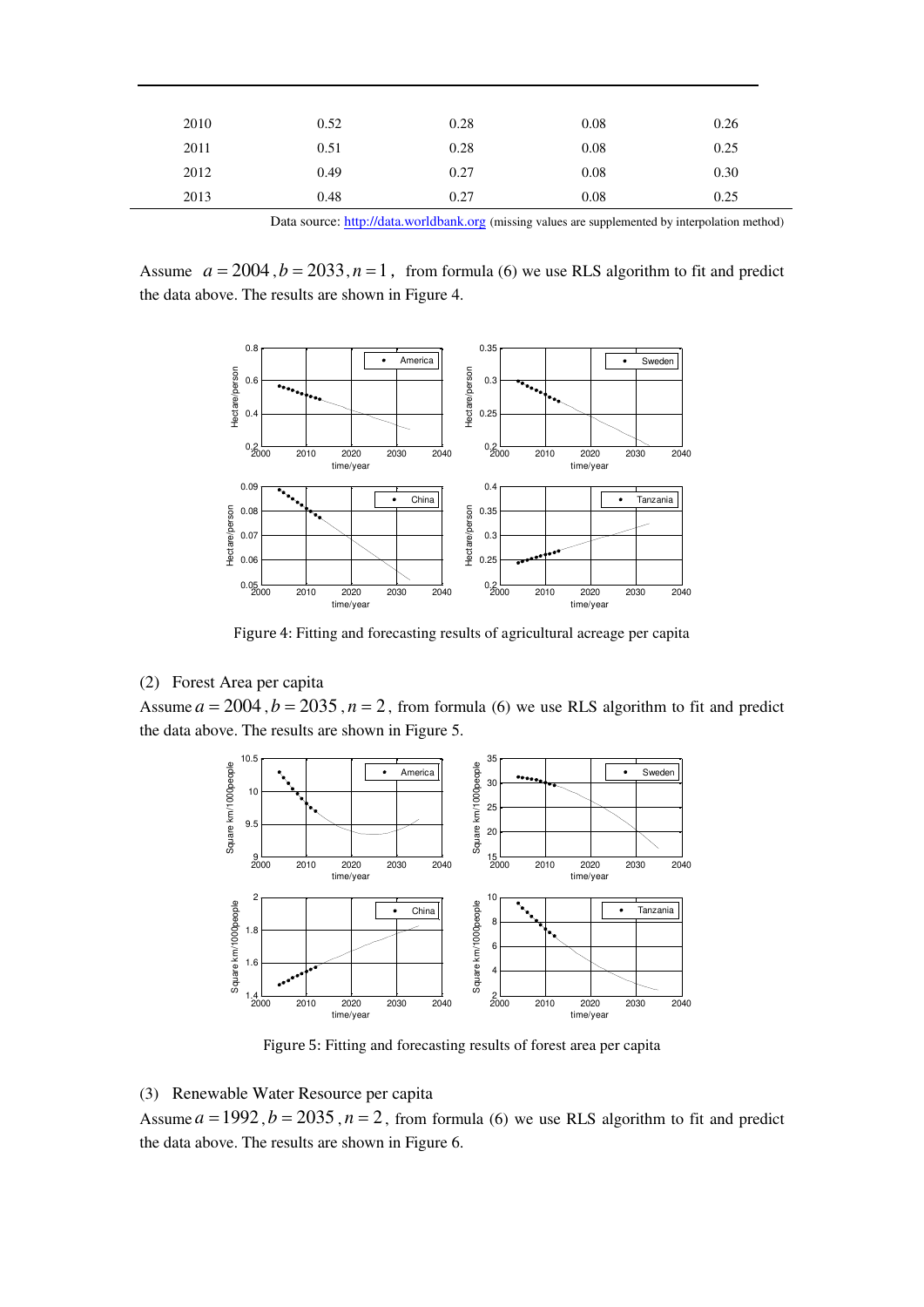| | | | | |
|---|---|---|---|---|
| 2010 | 0.52 | 0.28 | 0.08 | 0.26 |
| 2011 | 0.51 | 0.28 | 0.08 | 0.25 |
| 2012 | 0.49 | 0.27 | 0.08 | 0.30 |
| 2013 | 0.48 | 0.27 | 0.08 | 0.25 |

Data source: http://data.worldbank.org (missing values are supplemented by interpolation method)

Assume $a = 2004$, $b = 2033$, $n = 1$, from formula (6) we use RLS algorithm to fit and predict the data above. The results are shown in Figure 4.

Figure 4: Fitting and forecasting results of agricultural acreage per capita

(2) Forest Area per capita

Assume $a = 2004$, $b = 2035$, $n = 2$, from formula (6) we use RLS algorithm to fit and predict the data above. The results are shown in Figure 5.

Figure 5: Fitting and forecasting results of forest area per capita

(3) Renewable Water Resource per capita

Assume $a = 1992$, $b = 2035$, $n = 2$, from formula (6) we use RLS algorithm to fit and predict the data above. The results are shown in Figure 6.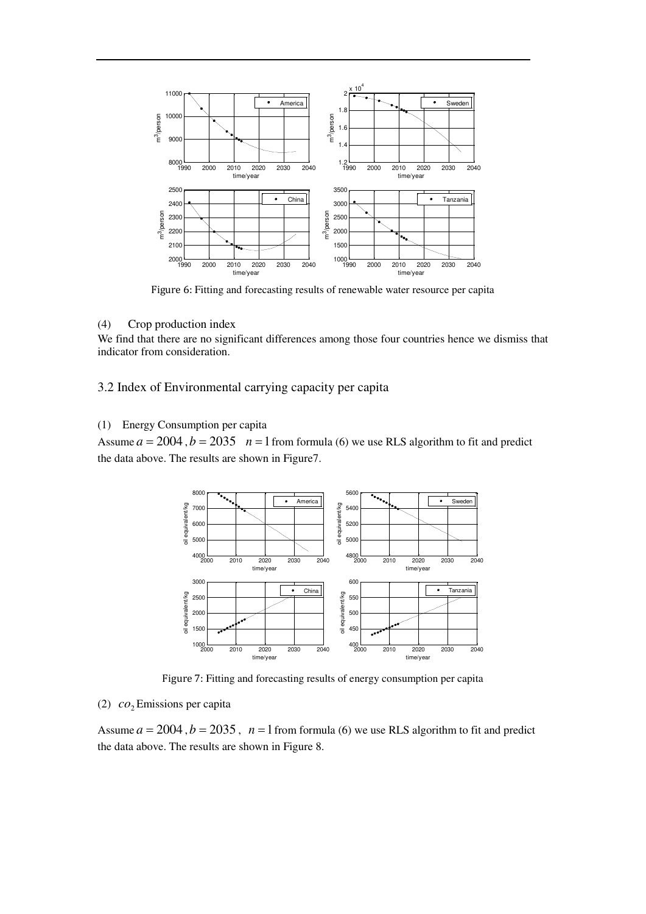Figure 6: Fitting and forecasting results of renewable water resource per capita

(4) Crop production index

We find that there are no significant differences among those four countries hence we dismiss that indicator from consideration.

## 3.2 Index of Environmental carrying capacity per capita

(1) Energy Consumption per capita

Assume $a = 2004$, $b = 2035$ $n = 1$ from formula (6) we use RLS algorithm to fit and predict the data above. The results are shown in Figure7.

Figure 7: Fitting and forecasting results of energy consumption per capita

(2) $co_2$ Emissions per capita

Assume $a = 2004$, $b = 2035$, $n = 1$ from formula (6) we use RLS algorithm to fit and predict the data above. The results are shown in Figure 8.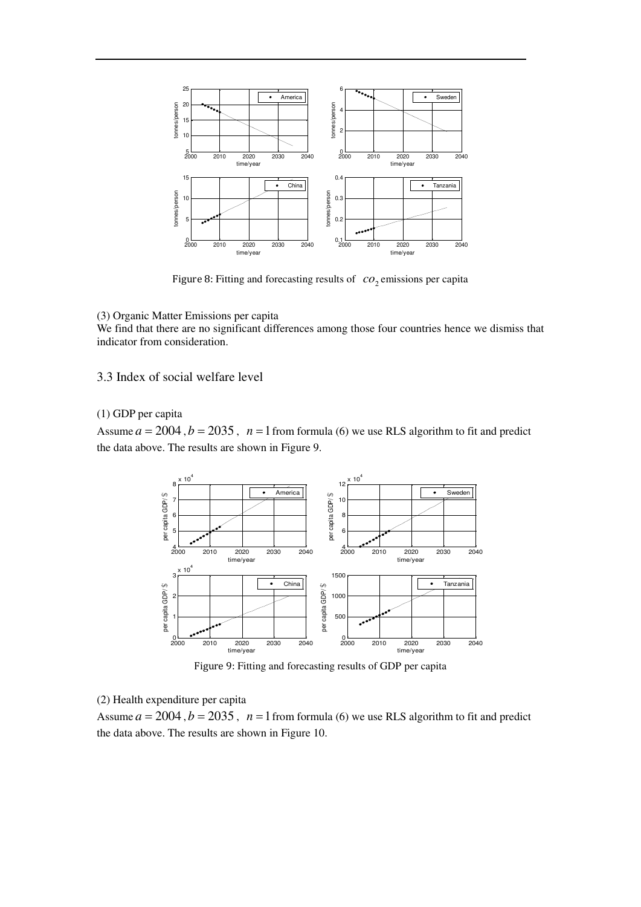Figure 8: Fitting and forecasting results of $co_2$ emissions per capita

(3) Organic Matter Emissions per capita

We find that there are no significant differences among those four countries hence we dismiss that indicator from consideration.

## 3.3 Index of social welfare level

(1) GDP per capita

Assume $a = 2004$, $b = 2035$, $n = 1$ from formula (6) we use RLS algorithm to fit and predict the data above. The results are shown in Figure 9.

Figure 9: Fitting and forecasting results of GDP per capita

(2) Health expenditure per capita

Assume $a = 2004$, $b = 2035$, $n = 1$ from formula (6) we use RLS algorithm to fit and predict the data above. The results are shown in Figure 10.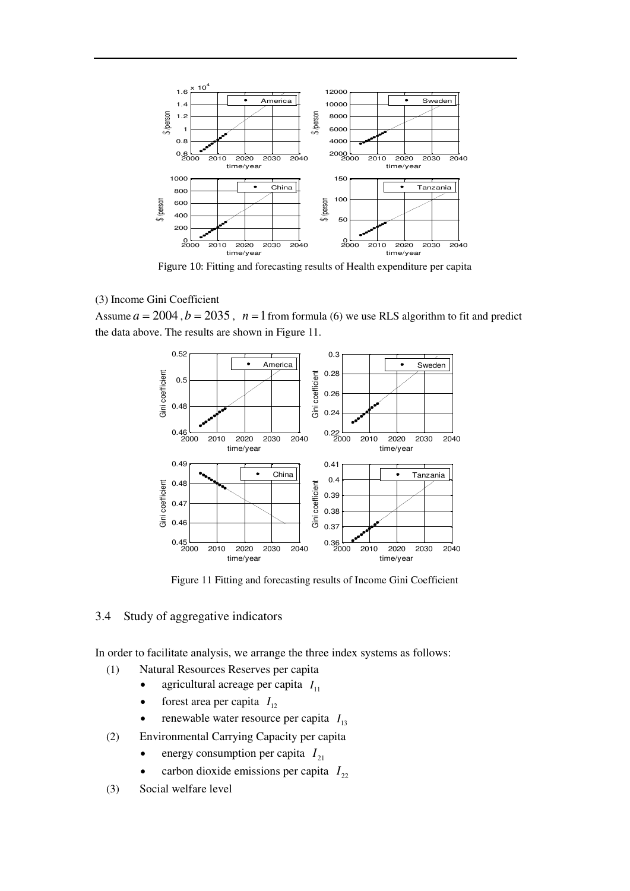Figure 10: Fitting and forecasting results of Health expenditure per capita

(3) Income Gini Coefficient

Assume $a = 2004$ , $b = 2035$ , $n = 1$ from formula (6) we use RLS algorithm to fit and predict the data above. The results are shown in Figure 11.

Figure 11 Fitting and forecasting results of Income Gini Coefficient

## 3.4 Study of aggregative indicators

In order to facilitate analysis, we arrange the three index systems as follows:

(1) Natural Resources Reserves per capita
- agricultural acreage per capita $I_{11}$
- forest area per capita $I_{12}$
- renewable water resource per capita $I_{13}$

(2) Environmental Carrying Capacity per capita
- energy consumption per capita $I_{21}$
- carbon dioxide emissions per capita $I_{22}$

(3) Social welfare level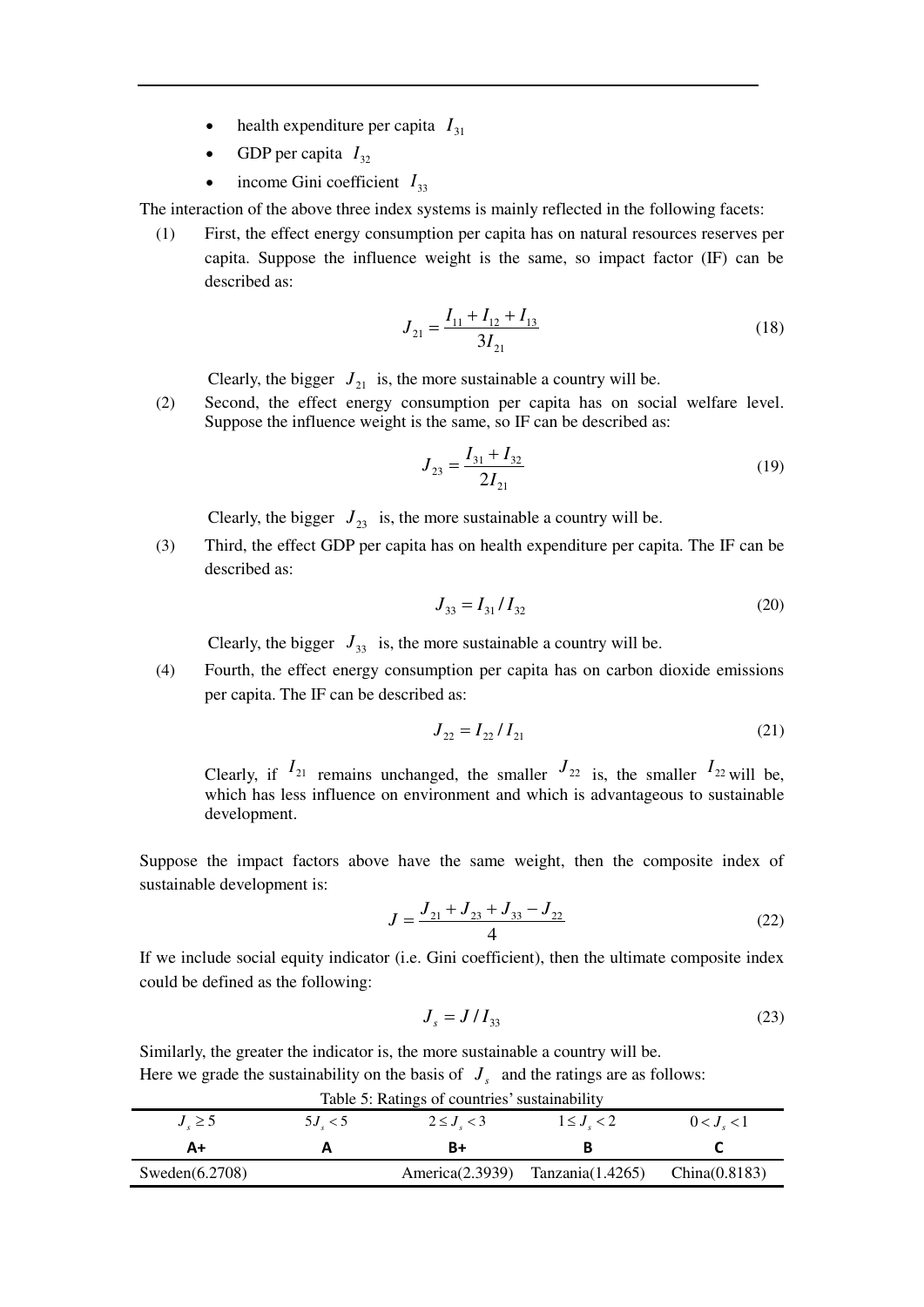- health expenditure per capita $I_{31}$
- GDP per capita $I_{32}$
- income Gini coefficient $I_{33}$

The interaction of the above three index systems is mainly reflected in the following facets:

(1) First, the effect energy consumption per capita has on natural resources reserves per capita. Suppose the influence weight is the same, so impact factor (IF) can be described as:

$$J_{21} = \frac{I_{11} + I_{12} + I_{13}}{3I_{21}} \tag{18}$$

Clearly, the bigger $J_{21}$ is, the more sustainable a country will be.

(2) Second, the effect energy consumption per capita has on social welfare level. Suppose the influence weight is the same, so IF can be described as:

$$J_{23} = \frac{I_{31} + I_{32}}{2I_{21}} \tag{19}$$

Clearly, the bigger $J_{23}$ is, the more sustainable a country will be.

(3) Third, the effect GDP per capita has on health expenditure per capita. The IF can be described as:

$$J_{33} = I_{31} / I_{32} \tag{20}$$

Clearly, the bigger $J_{33}$ is, the more sustainable a country will be.

(4) Fourth, the effect energy consumption per capita has on carbon dioxide emissions per capita. The IF can be described as:

$$J_{22} = I_{22} / I_{21} \tag{21}$$

Clearly, if $I_{21}$ remains unchanged, the smaller $J_{22}$ is, the smaller $I_{22}$ will be, which has less influence on environment and which is advantageous to sustainable development.

Suppose the impact factors above have the same weight, then the composite index of sustainable development is:

$$J = \frac{J_{21} + J_{23} + J_{33} - J_{22}}{4} \tag{22}$$

If we include social equity indicator (i.e. Gini coefficient), then the ultimate composite index could be defined as the following:

$$J_s = J / I_{33} \tag{23}$$

Similarly, the greater the indicator is, the more sustainable a country will be.
Here we grade the sustainability on the basis of $J_s$ and the ratings are as follows:

Table 5: Ratings of countries' sustainability

| $J_s \geq 5$ | $5 J_s < 5$ | $2 \leq J_s < 3$ | $1 \leq J_s < 2$ | $0 < J_s < 1$ |
|---|---|---|---|---|
| **A+** | **A** | **B+** | **B** | **C** |
| Sweden(6.2708) | | America(2.3939) | Tanzania(1.4265) | China(0.8183) |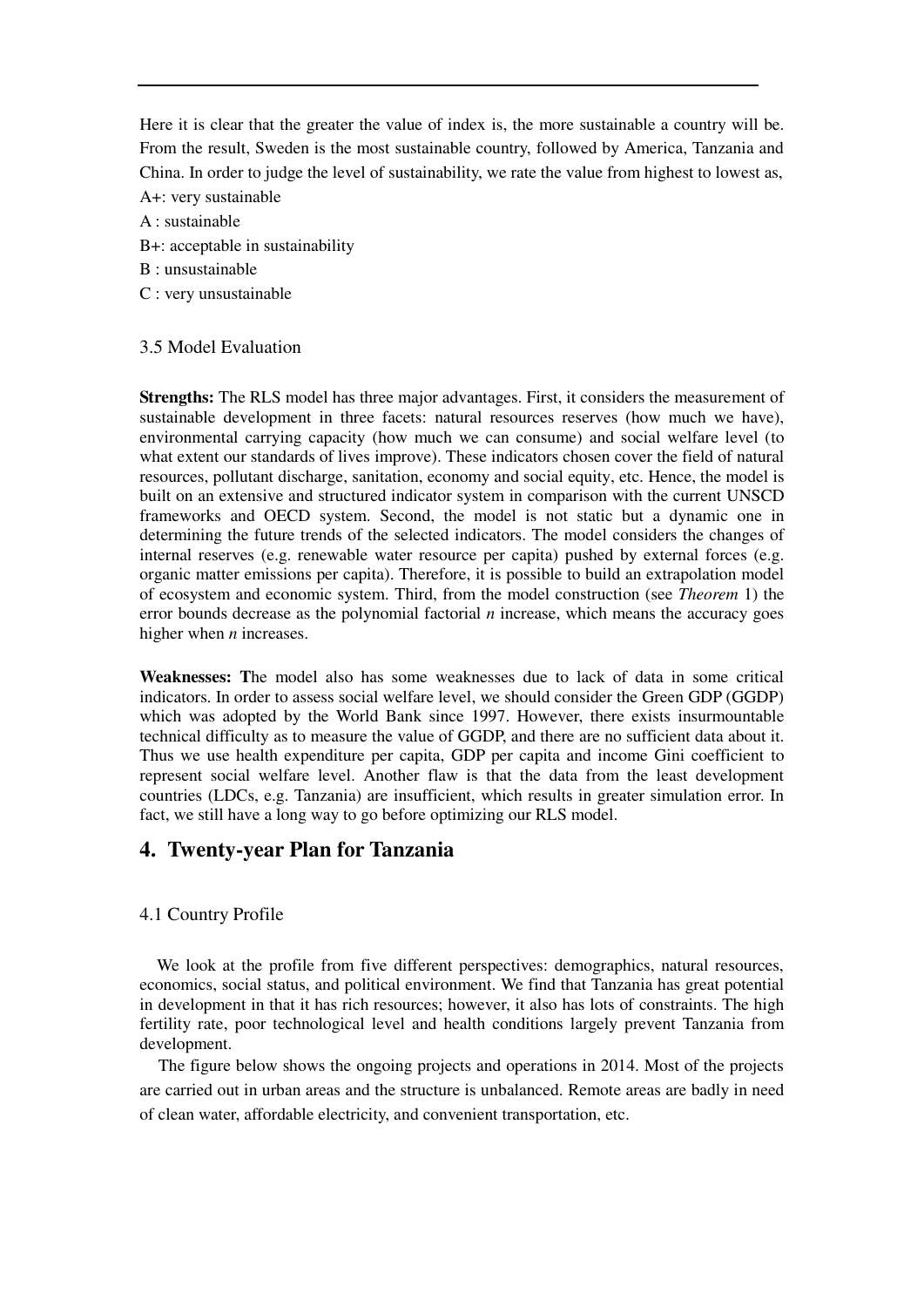Here it is clear that the greater the value of index is, the more sustainable a country will be. From the result, Sweden is the most sustainable country, followed by America, Tanzania and China. In order to judge the level of sustainability, we rate the value from highest to lowest as,

A+: very sustainable

A : sustainable

B+: acceptable in sustainability

B : unsustainable

C : very unsustainable

### 3.5 Model Evaluation

**Strengths:** The RLS model has three major advantages. First, it considers the measurement of sustainable development in three facets: natural resources reserves (how much we have), environmental carrying capacity (how much we can consume) and social welfare level (to what extent our standards of lives improve). These indicators chosen cover the field of natural resources, pollutant discharge, sanitation, economy and social equity, etc. Hence, the model is built on an extensive and structured indicator system in comparison with the current UNSCD frameworks and OECD system. Second, the model is not static but a dynamic one in determining the future trends of the selected indicators. The model considers the changes of internal reserves (e.g. renewable water resource per capita) pushed by external forces (e.g. organic matter emissions per capita). Therefore, it is possible to build an extrapolation model of ecosystem and economic system. Third, from the model construction (see *Theorem* 1) the error bounds decrease as the polynomial factorial $n$ increase, which means the accuracy goes higher when $n$ increases.

**Weaknesses: T**he model also has some weaknesses due to lack of data in some critical indicators. In order to assess social welfare level, we should consider the Green GDP (GGDP) which was adopted by the World Bank since 1997. However, there exists insurmountable technical difficulty as to measure the value of GGDP, and there are no sufficient data about it. Thus we use health expenditure per capita, GDP per capita and income Gini coefficient to represent social welfare level. Another flaw is that the data from the least development countries (LDCs, e.g. Tanzania) are insufficient, which results in greater simulation error. In fact, we still have a long way to go before optimizing our RLS model.

## 4. Twenty-year Plan for Tanzania

### 4.1 Country Profile

We look at the profile from five different perspectives: demographics, natural resources, economics, social status, and political environment. We find that Tanzania has great potential in development in that it has rich resources; however, it also has lots of constraints. The high fertility rate, poor technological level and health conditions largely prevent Tanzania from development.

The figure below shows the ongoing projects and operations in 2014. Most of the projects are carried out in urban areas and the structure is unbalanced. Remote areas are badly in need of clean water, affordable electricity, and convenient transportation, etc.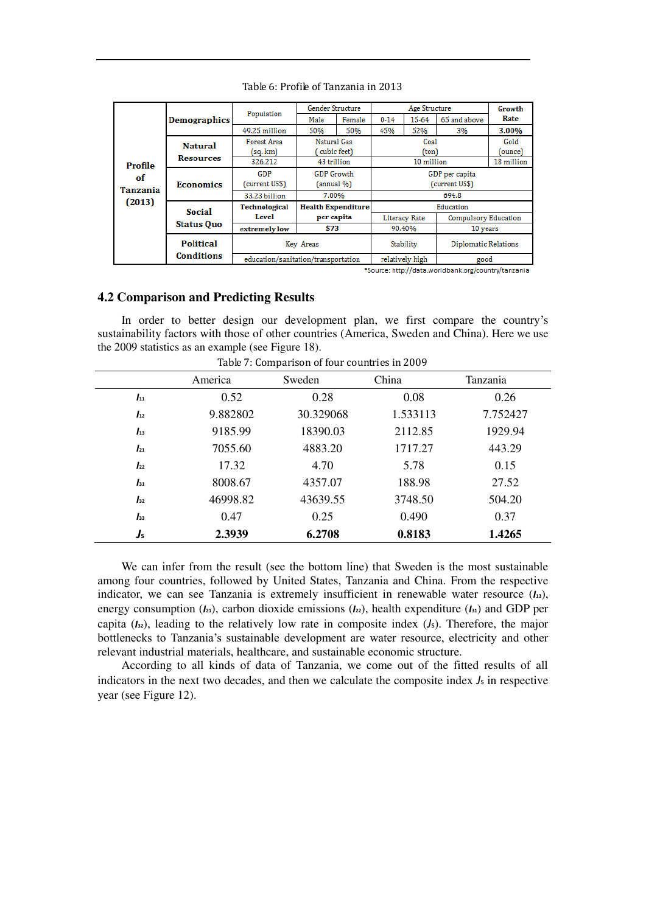Table 6: Profile of Tanzania in 2013

| Profile of Tanzania (2013) | | | | | | | | | |
|---|---|---|---|---|---|---|---|---|---|
| **Demographics** | Population | Gender Structure | | Age Structure | | | **Growth Rate** |
| | | Male | Female | 0-14 | 15-64 | 65 and above | |
| | 49.25 million | 50% | 50% | 45% | 52% | 3% | **3.00%** |
| **Natural Resources** | Forest Area (sq. km) | Natural Gas (cubic feet) | | Coal (ton) | | | Gold (ounce) |
| | 326,212 | 43 trillion | | 10 million | | | 18 million |
| **Economics** | GDP (current US$) | GDP Growth (annual %) | | GDP per capita (current US$) | | | |
| | 33.23 billion | 7.00% | | 694.8 | | | |
| **Social Status Quo** | **Technological Level** | **Health Expenditure per capita** | | Education | | | |
| | | | | Literacy Rate | | Compulsory Education | |
| | **extremely low** | **$73** | | 90.40% | | 10 years | |
| **Political Conditions** | Key Areas | | | Stability | | Diplomatic Relations | |
| | education/sanitation/transportation | | | relatively high | | good | |

*Source: http://data.worldbank.org/country/tanzania

## 4.2 Comparison and Predicting Results

In order to better design our development plan, we first compare the country's sustainability factors with those of other countries (America, Sweden and China). Here we use the 2009 statistics as an example (see Figure 18).

Table 7: Comparison of four countries in 2009

| | America | Sweden | China | Tanzania |
|---|---|---|---|---|
| $I_{11}$ | 0.52 | 0.28 | 0.08 | 0.26 |
| $I_{12}$ | 9.882802 | 30.329068 | 1.533113 | 7.752427 |
| $I_{13}$ | 9185.99 | 18390.03 | 2112.85 | 1929.94 |
| $I_{21}$ | 7055.60 | 4883.20 | 1717.27 | 443.29 |
| $I_{22}$ | 17.32 | 4.70 | 5.78 | 0.15 |
| $I_{31}$ | 8008.67 | 4357.07 | 188.98 | 27.52 |
| $I_{32}$ | 46998.82 | 43639.55 | 3748.50 | 504.20 |
| $I_{33}$ | 0.47 | 0.25 | 0.490 | 0.37 |
| $J_S$ | **2.3939** | **6.2708** | **0.8183** | **1.4265** |

We can infer from the result (see the bottom line) that Sweden is the most sustainable among four countries, followed by United States, Tanzania and China. From the respective indicator, we can see Tanzania is extremely insufficient in renewable water resource ($I_{13}$), energy consumption ($I_{21}$), carbon dioxide emissions ($I_{22}$), health expenditure ($I_{31}$) and GDP per capita ($I_{32}$), leading to the relatively low rate in composite index ($J_S$). Therefore, the major bottlenecks to Tanzania's sustainable development are water resource, electricity and other relevant industrial materials, healthcare, and sustainable economic structure.

According to all kinds of data of Tanzania, we come out of the fitted results of all indicators in the next two decades, and then we calculate the composite index $J_S$ in respective year (see Figure 12).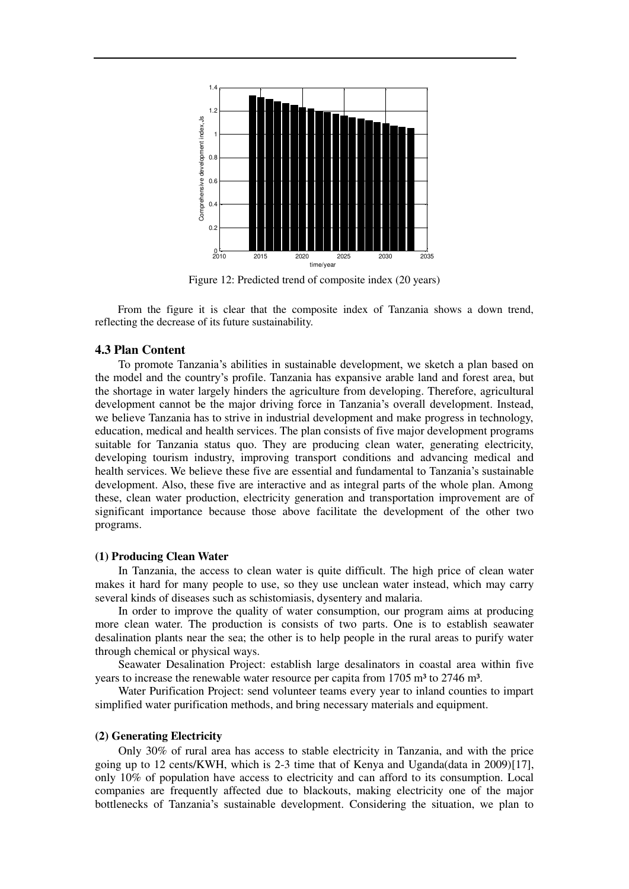Figure 12: Predicted trend of composite index (20 years)

From the figure it is clear that the composite index of Tanzania shows a down trend, reflecting the decrease of its future sustainability.

### 4.3 Plan Content

To promote Tanzania's abilities in sustainable development, we sketch a plan based on the model and the country's profile. Tanzania has expansive arable land and forest area, but the shortage in water largely hinders the agriculture from developing. Therefore, agricultural development cannot be the major driving force in Tanzania's overall development. Instead, we believe Tanzania has to strive in industrial development and make progress in technology, education, medical and health services. The plan consists of five major development programs suitable for Tanzania status quo. They are producing clean water, generating electricity, developing tourism industry, improving transport conditions and advancing medical and health services. We believe these five are essential and fundamental to Tanzania's sustainable development. Also, these five are interactive and as integral parts of the whole plan. Among these, clean water production, electricity generation and transportation improvement are of significant importance because those above facilitate the development of the other two programs.

**(1) Producing Clean Water**

In Tanzania, the access to clean water is quite difficult. The high price of clean water makes it hard for many people to use, so they use unclean water instead, which may carry several kinds of diseases such as schistomiasis, dysentery and malaria.

In order to improve the quality of water consumption, our program aims at producing more clean water. The production is consists of two parts. One is to establish seawater desalination plants near the sea; the other is to help people in the rural areas to purify water through chemical or physical ways.

Seawater Desalination Project: establish large desalinators in coastal area within five years to increase the renewable water resource per capita from 1705 $m^3$ to 2746 $m^3$.

Water Purification Project: send volunteer teams every year to inland counties to impart simplified water purification methods, and bring necessary materials and equipment.

**(2) Generating Electricity**

Only 30% of rural area has access to stable electricity in Tanzania, and with the price going up to 12 cents/KWH, which is 2-3 time that of Kenya and Uganda(data in 2009)[17], only 10% of population have access to electricity and can afford to its consumption. Local companies are frequently affected due to blackouts, making electricity one of the major bottlenecks of Tanzania's sustainable development. Considering the situation, we plan to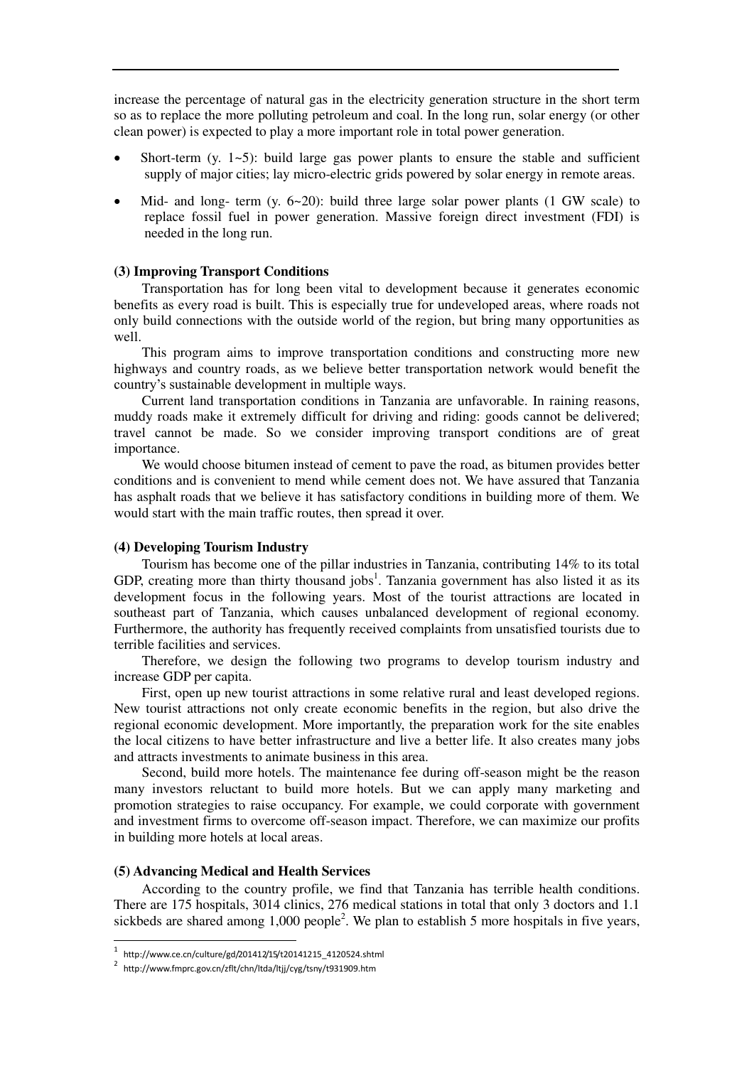increase the percentage of natural gas in the electricity generation structure in the short term so as to replace the more polluting petroleum and coal. In the long run, solar energy (or other clean power) is expected to play a more important role in total power generation.

- Short-term (y. 1~5): build large gas power plants to ensure the stable and sufficient supply of major cities; lay micro-electric grids powered by solar energy in remote areas.
- Mid- and long- term (y. 6~20): build three large solar power plants (1 GW scale) to replace fossil fuel in power generation. Massive foreign direct investment (FDI) is needed in the long run.

**(3) Improving Transport Conditions**

Transportation has for long been vital to development because it generates economic benefits as every road is built. This is especially true for undeveloped areas, where roads not only build connections with the outside world of the region, but bring many opportunities as well.

This program aims to improve transportation conditions and constructing more new highways and country roads, as we believe better transportation network would benefit the country's sustainable development in multiple ways.

Current land transportation conditions in Tanzania are unfavorable. In raining reasons, muddy roads make it extremely difficult for driving and riding: goods cannot be delivered; travel cannot be made. So we consider improving transport conditions are of great importance.

We would choose bitumen instead of cement to pave the road, as bitumen provides better conditions and is convenient to mend while cement does not. We have assured that Tanzania has asphalt roads that we believe it has satisfactory conditions in building more of them. We would start with the main traffic routes, then spread it over.

**(4) Developing Tourism Industry**

Tourism has become one of the pillar industries in Tanzania, contributing 14% to its total GDP, creating more than thirty thousand jobs[1]. Tanzania government has also listed it as its development focus in the following years. Most of the tourist attractions are located in southeast part of Tanzania, which causes unbalanced development of regional economy. Furthermore, the authority has frequently received complaints from unsatisfied tourists due to terrible facilities and services.

Therefore, we design the following two programs to develop tourism industry and increase GDP per capita.

First, open up new tourist attractions in some relative rural and least developed regions. New tourist attractions not only create economic benefits in the region, but also drive the regional economic development. More importantly, the preparation work for the site enables the local citizens to have better infrastructure and live a better life. It also creates many jobs and attracts investments to animate business in this area.

Second, build more hotels. The maintenance fee during off-season might be the reason many investors reluctant to build more hotels. But we can apply many marketing and promotion strategies to raise occupancy. For example, we could corporate with government and investment firms to overcome off-season impact. Therefore, we can maximize our profits in building more hotels at local areas.

**(5) Advancing Medical and Health Services**

According to the country profile, we find that Tanzania has terrible health conditions. There are 175 hospitals, 3014 clinics, 276 medical stations in total that only 3 doctors and 1.1 sickbeds are shared among 1,000 people[2]. We plan to establish 5 more hospitals in five years,

---

[1] http://www.ce.cn/culture/gd/201412/15/t20141215_4120524.shtml

[2] http://www.fmprc.gov.cn/zflt/chn/ltda/ltjj/cyg/tsny/t931909.htm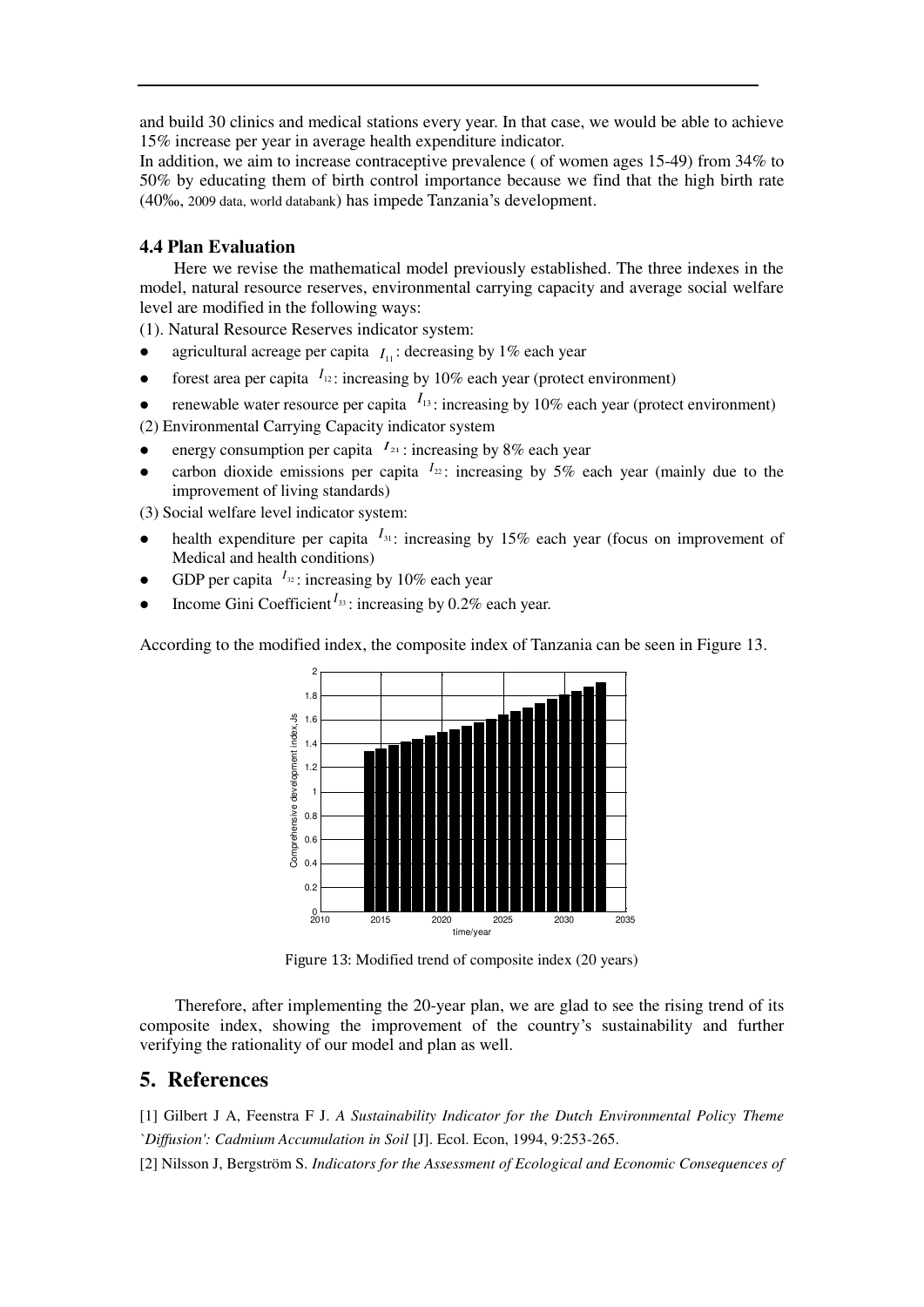and build 30 clinics and medical stations every year. In that case, we would be able to achieve 15% increase per year in average health expenditure indicator.

In addition, we aim to increase contraceptive prevalence ( of women ages 15-49) from 34% to 50% by educating them of birth control importance because we find that the high birth rate (40‰, 2009 data, world databank) has impede Tanzania's development.

### 4.4 Plan Evaluation

Here we revise the mathematical model previously established. The three indexes in the model, natural resource reserves, environmental carrying capacity and average social welfare level are modified in the following ways:

(1). Natural Resource Reserves indicator system:

- agricultural acreage per capita $I_{11}$: decreasing by 1% each year
- forest area per capita $I_{12}$: increasing by 10% each year (protect environment)
- renewable water resource per capita $I_{13}$: increasing by 10% each year (protect environment)

(2) Environmental Carrying Capacity indicator system

- energy consumption per capita $I_{21}$: increasing by 8% each year
- carbon dioxide emissions per capita $I_{22}$: increasing by 5% each year (mainly due to the improvement of living standards)

(3) Social welfare level indicator system:

- health expenditure per capita $I_{31}$: increasing by 15% each year (focus on improvement of Medical and health conditions)
- GDP per capita $I_{32}$: increasing by 10% each year
- Income Gini Coefficient $I_{33}$: increasing by 0.2% each year.

According to the modified index, the composite index of Tanzania can be seen in Figure 13.

Figure 13: Modified trend of composite index (20 years)

Therefore, after implementing the 20-year plan, we are glad to see the rising trend of its composite index, showing the improvement of the country's sustainability and further verifying the rationality of our model and plan as well.

## 5. References

[1] Gilbert J A, Feenstra F J. *A Sustainability Indicator for the Dutch Environmental Policy Theme `Diffusion': Cadmium Accumulation in Soil* [J]. Ecol. Econ, 1994, 9:253-265.

[2] Nilsson J, Bergström S. *Indicators for the Assessment of Ecological and Economic Consequences of*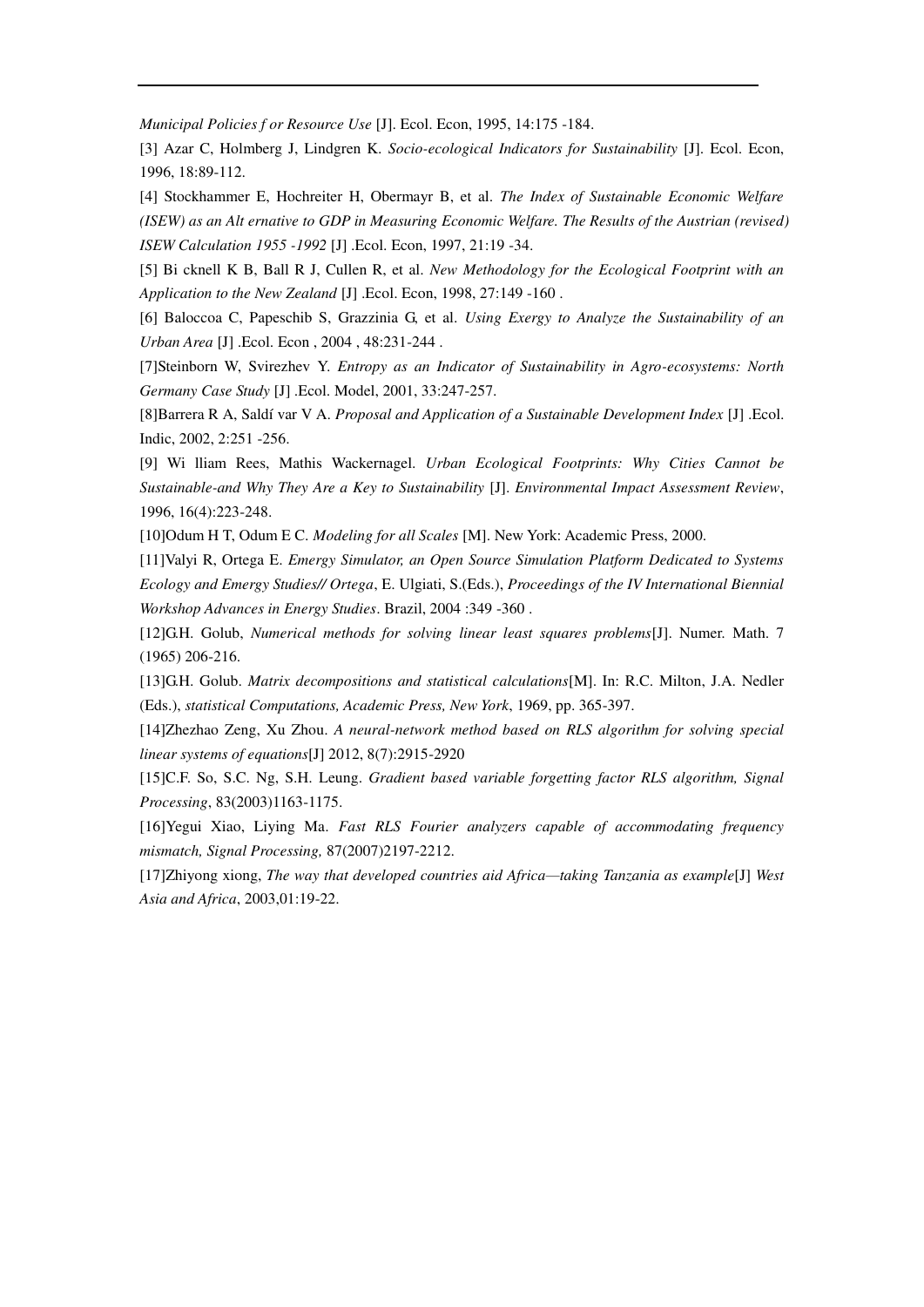*Municipal Policies f or Resource Use* [J]. Ecol. Econ, 1995, 14:175 -184.

[3] Azar C, Holmberg J, Lindgren K. *Socio-ecological Indicators for Sustainability* [J]. Ecol. Econ, 1996, 18:89-112.

[4] Stockhammer E, Hochreiter H, Obermayr B, et al. *The Index of Sustainable Economic Welfare (ISEW) as an Alt ernative to GDP in Measuring Economic Welfare. The Results of the Austrian (revised) ISEW Calculation 1955 -1992* [J] .Ecol. Econ, 1997, 21:19 -34.

[5] Bi cknell K B, Ball R J, Cullen R, et al. *New Methodology for the Ecological Footprint with an Application to the New Zealand* [J] .Ecol. Econ, 1998, 27:149 -160 .

[6] Baloccoa C, Papeschib S, Grazzinia G, et al. *Using Exergy to Analyze the Sustainability of an Urban Area* [J] .Ecol. Econ , 2004 , 48:231-244 .

[7]Steinborn W, Svirezhev Y. *Entropy as an Indicator of Sustainability in Agro-ecosystems: North Germany Case Study* [J] .Ecol. Model, 2001, 33:247-257.

[8]Barrera R A, Saldí var V A. *Proposal and Application of a Sustainable Development Index* [J] .Ecol. Indic, 2002, 2:251 -256.

[9] Wi lliam Rees, Mathis Wackernagel. *Urban Ecological Footprints: Why Cities Cannot be Sustainable-and Why They Are a Key to Sustainability* [J]. *Environmental Impact Assessment Review*, 1996, 16(4):223-248.

[10]Odum H T, Odum E C. *Modeling for all Scales* [M]. New York: Academic Press, 2000.

[11]Valyi R, Ortega E. *Emergy Simulator, an Open Source Simulation Platform Dedicated to Systems Ecology and Emergy Studies// Ortega*, E. Ulgiati, S.(Eds.), *Proceedings of the IV International Biennial Workshop Advances in Energy Studies*. Brazil, 2004 :349 -360 .

[12]G.H. Golub, *Numerical methods for solving linear least squares problems*[J]. Numer. Math. 7 (1965) 206-216.

[13]G.H. Golub. *Matrix decompositions and statistical calculations*[M]. In: R.C. Milton, J.A. Nedler (Eds.), *statistical Computations, Academic Press, New York*, 1969, pp. 365-397.

[14]Zhezhao Zeng, Xu Zhou. *A neural-network method based on RLS algorithm for solving special linear systems of equations*[J] 2012, 8(7):2915-2920

[15]C.F. So, S.C. Ng, S.H. Leung. *Gradient based variable forgetting factor RLS algorithm, Signal Processing*, 83(2003)1163-1175.

[16]Yegui Xiao, Liying Ma. *Fast RLS Fourier analyzers capable of accommodating frequency mismatch, Signal Processing,* 87(2007)2197-2212.

[17]Zhiyong xiong, *The way that developed countries aid Africa—taking Tanzania as example*[J] *West Asia and Africa*, 2003,01:19-22.